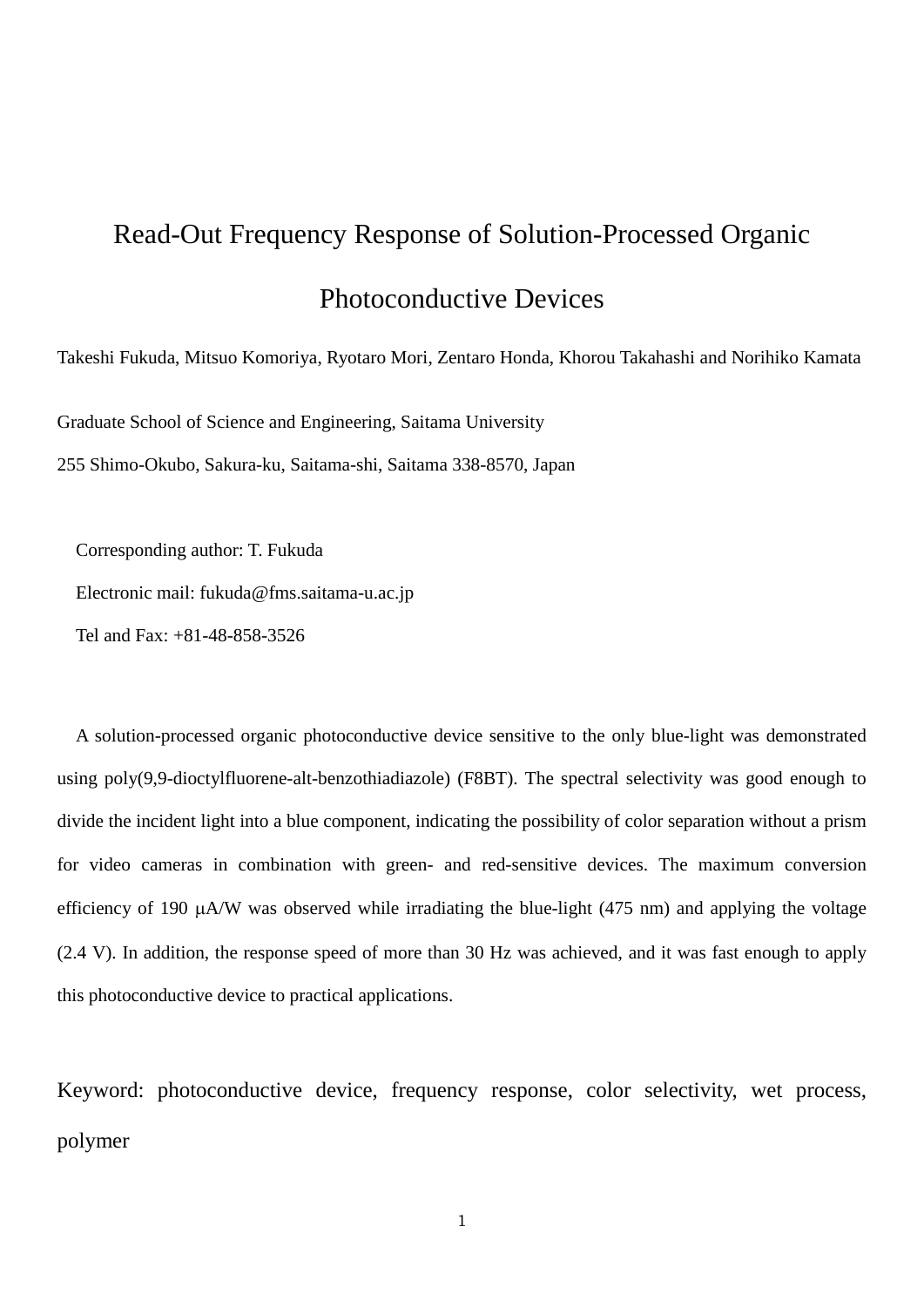# Read-Out Frequency Response of Solution-Processed Organic Photoconductive Devices

Takeshi Fukuda, Mitsuo Komoriya, Ryotaro Mori, Zentaro Honda, Khorou Takahashi and Norihiko Kamata

Graduate School of Science and Engineering, Saitama University

255 Shimo-Okubo, Sakura-ku, Saitama-shi, Saitama 338-8570, Japan

Corresponding author: T. Fukuda

Electronic mail: fukuda@fms.saitama-u.ac.jp

Tel and Fax: +81-48-858-3526

A solution-processed organic photoconductive device sensitive to the only blue-light was demonstrated using poly(9,9-dioctylfluorene-alt-benzothiadiazole) (F8BT). The spectral selectivity was good enough to divide the incident light into a blue component, indicating the possibility of color separation without a prism for video cameras in combination with green- and red-sensitive devices. The maximum conversion efficiency of 190 μA/W was observed while irradiating the blue-light (475 nm) and applying the voltage (2.4 V). In addition, the response speed of more than 30 Hz was achieved, and it was fast enough to apply this photoconductive device to practical applications.

Keyword: photoconductive device, frequency response, color selectivity, wet process, polymer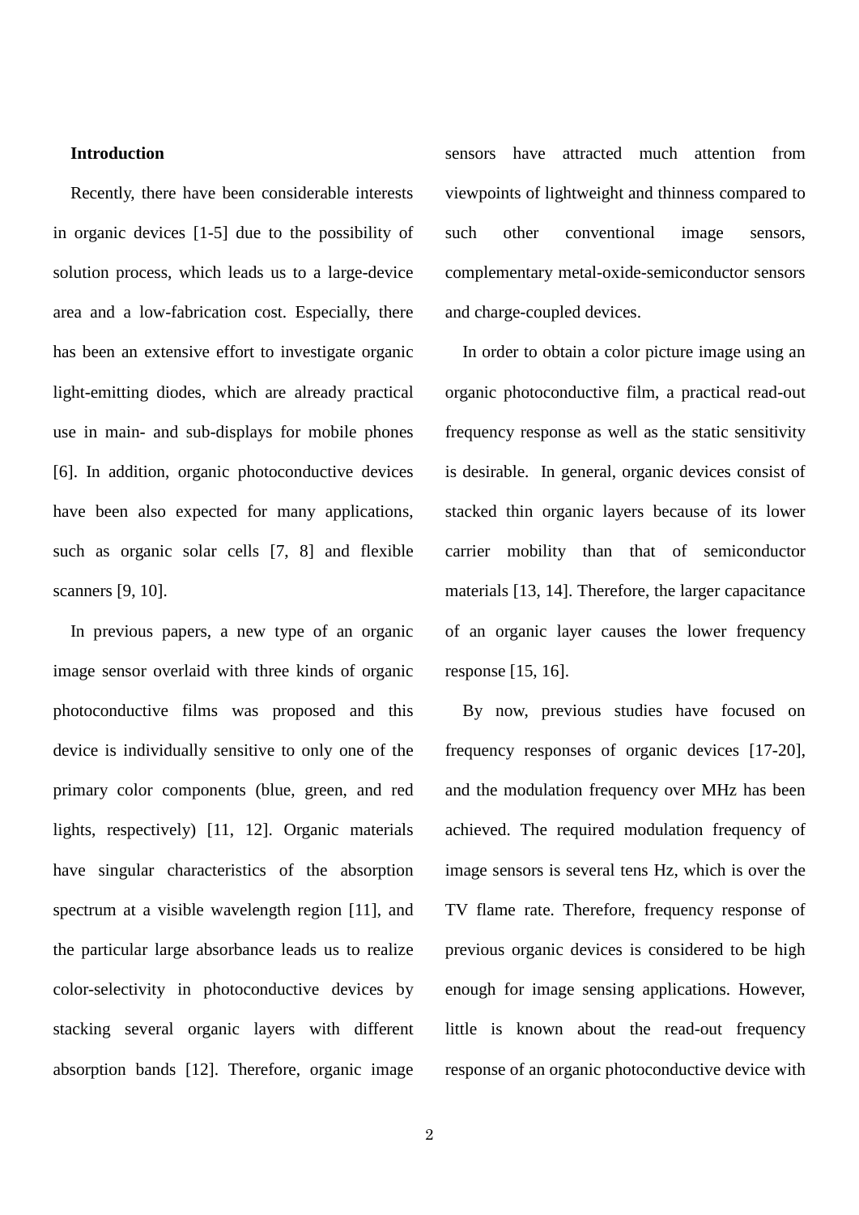## Introduction

Recently, there have been considerable interests in organic devices [1-5] due to the possibility of solution process, which leads us to a large-device area and a low-fabrication cost. Especially, there has been an extensive effort to investigate organic light-emitting diodes, which are already practical use in main- and sub-displays for mobile phones [6]. In addition, organic photoconductive devices have been also expected for many applications, such as organic solar cells [7, 8] and flexible scanners [9, 10].

In previous papers, a new type of an organic image sensor overlaid with three kinds of organic photoconductive films was proposed and this device is individually sensitive to only one of the primary color components (blue, green, and red lights, respectively) [11, 12]. Organic materials have singular characteristics of the absorption spectrum at a visible wavelength region [11], and the particular large absorbance leads us to realize color-selectivity in photoconductive devices by stacking several organic layers with different absorption bands [12]. Therefore, organic image sensors have attracted much attention from viewpoints of lightweight and thinness compared to such other conventional image sensors, complementary metal-oxide-semiconductor sensors and charge-coupled devices.

In order to obtain a color picture image using an organic photoconductive film, a practical read-out frequency response as well as the static sensitivity is desirable. In general, organic devices consist of stacked thin organic layers because of its lower carrier mobility than that of semiconductor materials [13, 14]. Therefore, the larger capacitance of an organic layer causes the lower frequency response [15, 16].

By now, previous studies have focused on frequency responses of organic devices [17-20], and the modulation frequency over MHz has been achieved. The required modulation frequency of image sensors is several tens Hz, which is over the TV flame rate. Therefore, frequency response of previous organic devices is considered to be high enough for image sensing applications. However, little is known about the read-out frequency response of an organic photoconductive device with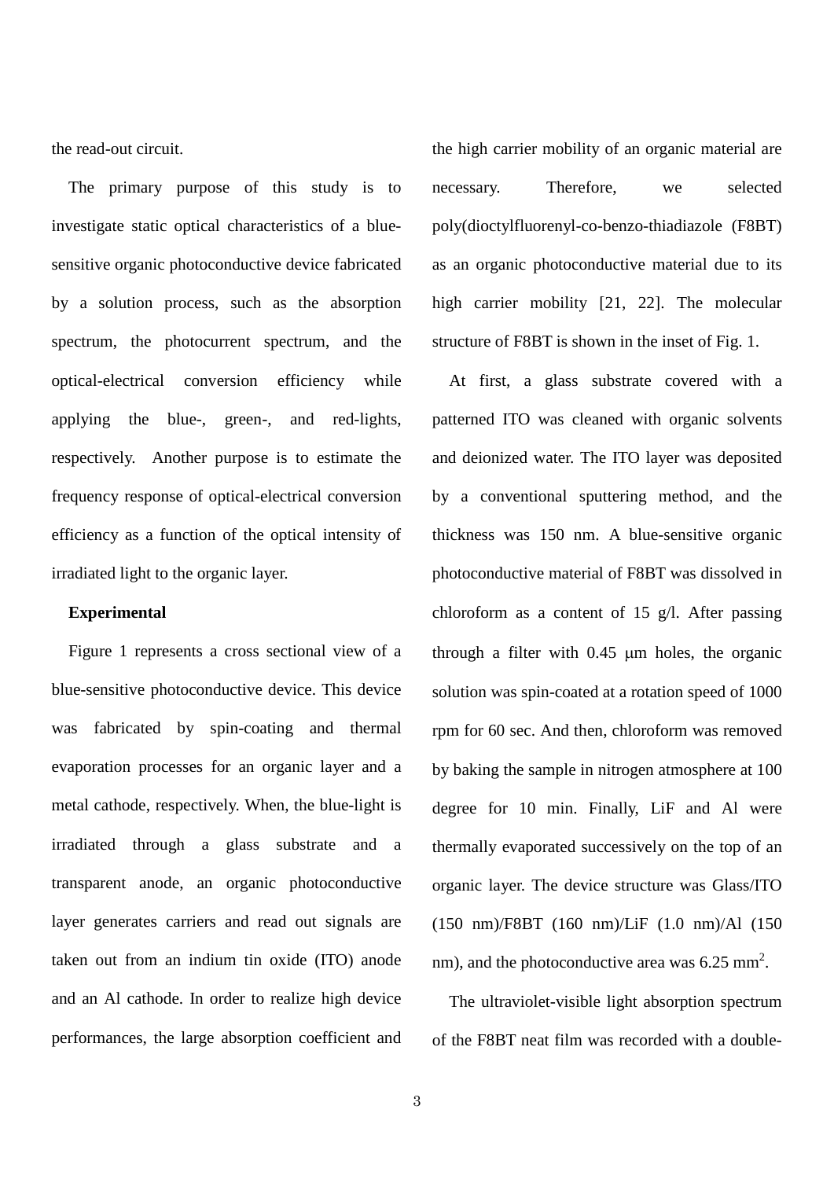the read-out circuit.

The primary purpose of this study is to investigate static optical characteristics of a blue-sensitive organic photoconductive device fabricated by a solution process, such as the absorption spectrum, the photocurrent spectrum, and the optical-electrical conversion efficiency while applying the blue-, green-, and red-lights, respectively. Another purpose is to estimate the frequency response of optical-electrical conversion efficiency as a function of the optical intensity of irradiated light to the organic layer.

**Experimental**

Figure 1 represents a cross sectional view of a blue-sensitive photoconductive device. This device was fabricated by spin-coating and thermal evaporation processes for an organic layer and a metal cathode, respectively. When, the blue-light is irradiated through a glass substrate and a transparent anode, an organic photoconductive layer generates carriers and read out signals are taken out from an indium tin oxide (ITO) anode and an Al cathode. In order to realize high device performances, the large absorption coefficient and the high carrier mobility of an organic material are necessary. Therefore, we selected poly(dioctylfluorenyl-co-benzo-thiadiazole (F8BT) as an organic photoconductive material due to its high carrier mobility [21, 22]. The molecular structure of F8BT is shown in the inset of Fig. 1.

At first, a glass substrate covered with a patterned ITO was cleaned with organic solvents and deionized water. The ITO layer was deposited by a conventional sputtering method, and the thickness was 150 nm. A blue-sensitive organic photoconductive material of F8BT was dissolved in chloroform as a content of 15 g/l. After passing through a filter with 0.45 μm holes, the organic solution was spin-coated at a rotation speed of 1000 rpm for 60 sec. And then, chloroform was removed by baking the sample in nitrogen atmosphere at 100 degree for 10 min. Finally, LiF and Al were thermally evaporated successively on the top of an organic layer. The device structure was Glass/ITO (150 nm)/F8BT (160 nm)/LiF (1.0 nm)/Al (150 nm), and the photoconductive area was 6.25 $mm^2$.

The ultraviolet-visible light absorption spectrum of the F8BT neat film was recorded with a double-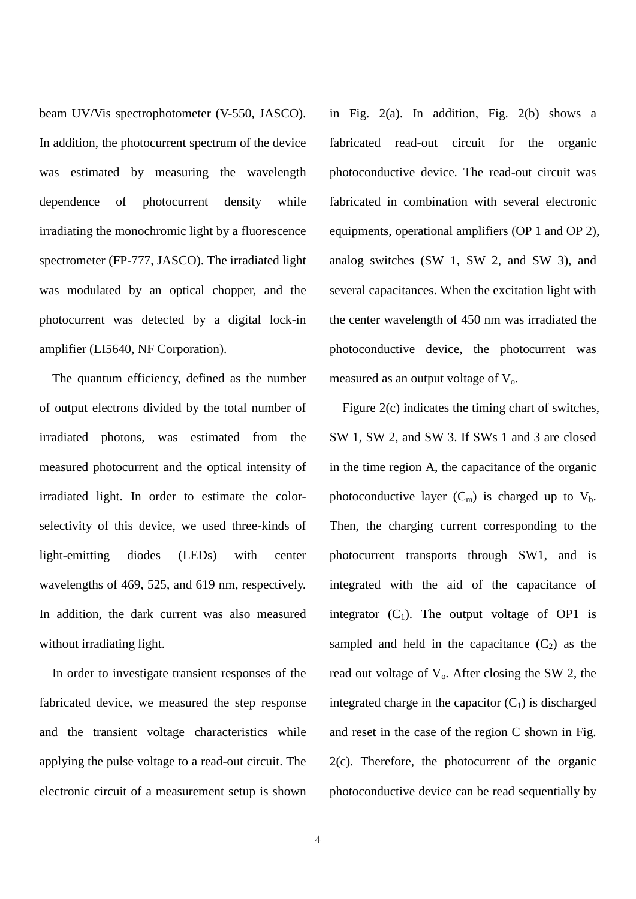beam UV/Vis spectrophotometer (V-550, JASCO). In addition, the photocurrent spectrum of the device was estimated by measuring the wavelength dependence of photocurrent density while irradiating the monochromic light by a fluorescence spectrometer (FP-777, JASCO). The irradiated light was modulated by an optical chopper, and the photocurrent was detected by a digital lock-in amplifier (LI5640, NF Corporation).

The quantum efficiency, defined as the number of output electrons divided by the total number of irradiated photons, was estimated from the measured photocurrent and the optical intensity of irradiated light. In order to estimate the color-selectivity of this device, we used three-kinds of light-emitting diodes (LEDs) with center wavelengths of 469, 525, and 619 nm, respectively. In addition, the dark current was also measured without irradiating light.

In order to investigate transient responses of the fabricated device, we measured the step response and the transient voltage characteristics while applying the pulse voltage to a read-out circuit. The electronic circuit of a measurement setup is shown in Fig. 2(a). In addition, Fig. 2(b) shows a fabricated read-out circuit for the organic photoconductive device. The read-out circuit was fabricated in combination with several electronic equipments, operational amplifiers (OP 1 and OP 2), analog switches (SW 1, SW 2, and SW 3), and several capacitances. When the excitation light with the center wavelength of 450 nm was irradiated the photoconductive device, the photocurrent was measured as an output voltage of $V_o$.

Figure 2(c) indicates the timing chart of switches, SW 1, SW 2, and SW 3. If SWs 1 and 3 are closed in the time region A, the capacitance of the organic photoconductive layer ($C_m$) is charged up to $V_b$. Then, the charging current corresponding to the photocurrent transports through SW1, and is integrated with the aid of the capacitance of integrator ($C_1$). The output voltage of OP1 is sampled and held in the capacitance ($C_2$) as the read out voltage of $V_o$. After closing the SW 2, the integrated charge in the capacitor ($C_1$) is discharged and reset in the case of the region C shown in Fig. 2(c). Therefore, the photocurrent of the organic photoconductive device can be read sequentially by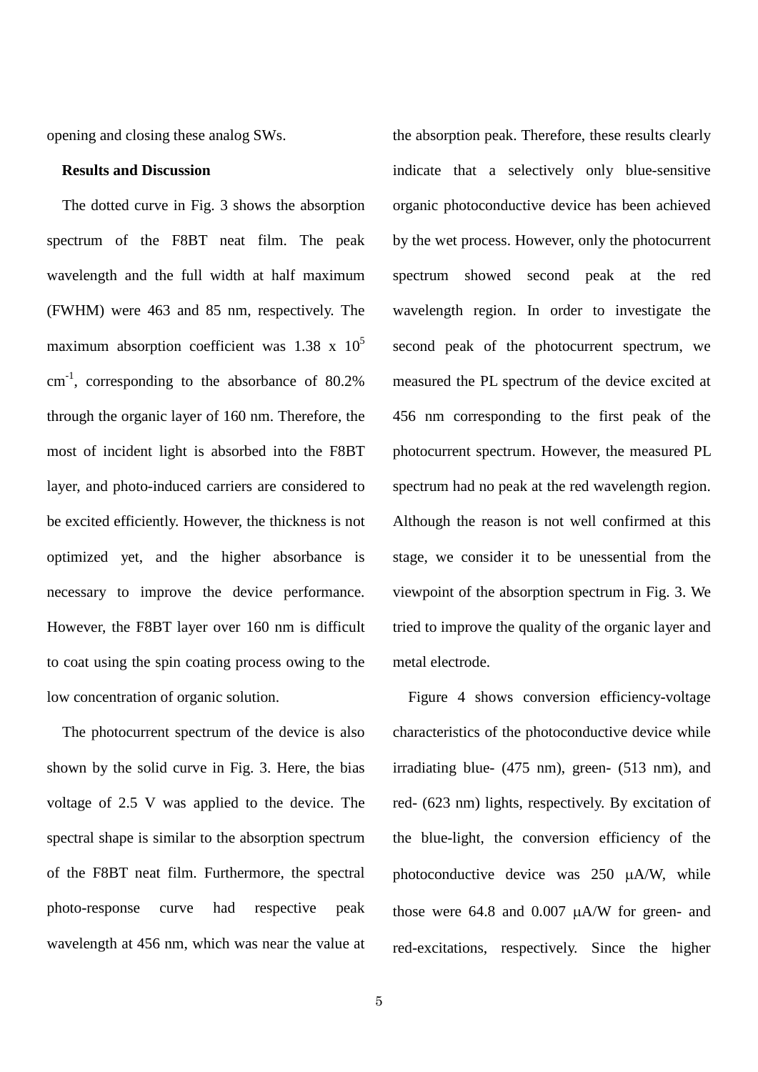opening and closing these analog SWs.

**Results and Discussion**

The dotted curve in Fig. 3 shows the absorption spectrum of the F8BT neat film. The peak wavelength and the full width at half maximum (FWHM) were 463 and 85 nm, respectively. The maximum absorption coefficient was 1.38 x $10^5$ $cm^{-1}$, corresponding to the absorbance of 80.2% through the organic layer of 160 nm. Therefore, the most of incident light is absorbed into the F8BT layer, and photo-induced carriers are considered to be excited efficiently. However, the thickness is not optimized yet, and the higher absorbance is necessary to improve the device performance. However, the F8BT layer over 160 nm is difficult to coat using the spin coating process owing to the low concentration of organic solution.

The photocurrent spectrum of the device is also shown by the solid curve in Fig. 3. Here, the bias voltage of 2.5 V was applied to the device. The spectral shape is similar to the absorption spectrum of the F8BT neat film. Furthermore, the spectral photo-response curve had respective peak wavelength at 456 nm, which was near the value at the absorption peak. Therefore, these results clearly indicate that a selectively only blue-sensitive organic photoconductive device has been achieved by the wet process. However, only the photocurrent spectrum showed second peak at the red wavelength region. In order to investigate the second peak of the photocurrent spectrum, we measured the PL spectrum of the device excited at 456 nm corresponding to the first peak of the photocurrent spectrum. However, the measured PL spectrum had no peak at the red wavelength region. Although the reason is not well confirmed at this stage, we consider it to be unessential from the viewpoint of the absorption spectrum in Fig. 3. We tried to improve the quality of the organic layer and metal electrode.

Figure 4 shows conversion efficiency-voltage characteristics of the photoconductive device while irradiating blue- (475 nm), green- (513 nm), and red- (623 nm) lights, respectively. By excitation of the blue-light, the conversion efficiency of the photoconductive device was 250 μA/W, while those were 64.8 and 0.007 μA/W for green- and red-excitations, respectively. Since the higher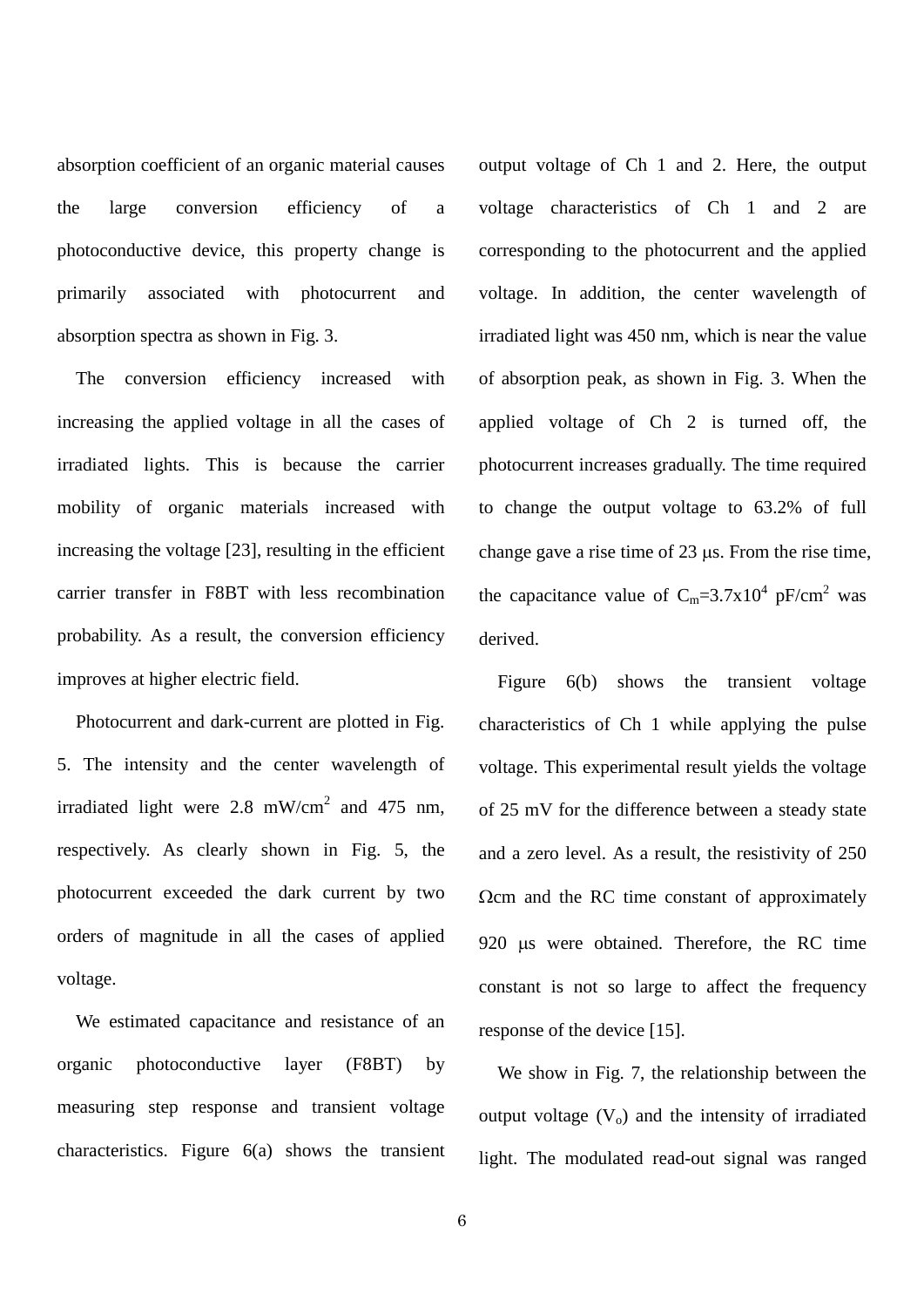absorption coefficient of an organic material causes the large conversion efficiency of a photoconductive device, this property change is primarily associated with photocurrent and absorption spectra as shown in Fig. 3.

The conversion efficiency increased with increasing the applied voltage in all the cases of irradiated lights. This is because the carrier mobility of organic materials increased with increasing the voltage [23], resulting in the efficient carrier transfer in F8BT with less recombination probability. As a result, the conversion efficiency improves at higher electric field.

Photocurrent and dark-current are plotted in Fig. 5. The intensity and the center wavelength of irradiated light were 2.8 mW/cm$^2$ and 475 nm, respectively. As clearly shown in Fig. 5, the photocurrent exceeded the dark current by two orders of magnitude in all the cases of applied voltage.

We estimated capacitance and resistance of an organic photoconductive layer (F8BT) by measuring step response and transient voltage characteristics. Figure 6(a) shows the transient output voltage of Ch 1 and 2. Here, the output voltage characteristics of Ch 1 and 2 are corresponding to the photocurrent and the applied voltage. In addition, the center wavelength of irradiated light was 450 nm, which is near the value of absorption peak, as shown in Fig. 3. When the applied voltage of Ch 2 is turned off, the photocurrent increases gradually. The time required to change the output voltage to 63.2% of full change gave a rise time of 23 μs. From the rise time, the capacitance value of $C_m$=3.7x10$^4$ pF/cm$^2$ was derived.

Figure 6(b) shows the transient voltage characteristics of Ch 1 while applying the pulse voltage. This experimental result yields the voltage of 25 mV for the difference between a steady state and a zero level. As a result, the resistivity of 250 Ωcm and the RC time constant of approximately 920 μs were obtained. Therefore, the RC time constant is not so large to affect the frequency response of the device [15].

We show in Fig. 7, the relationship between the output voltage ($V_o$) and the intensity of irradiated light. The modulated read-out signal was ranged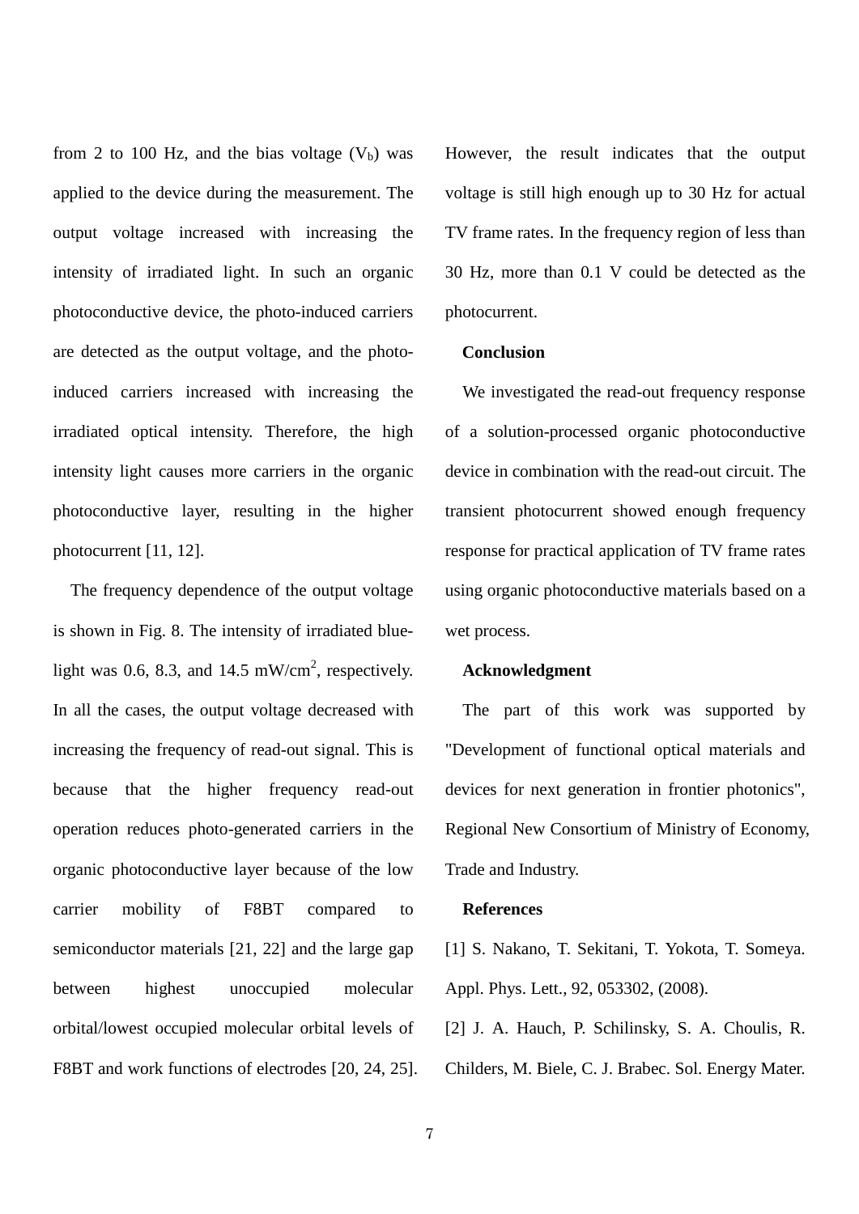from 2 to 100 Hz, and the bias voltage ($V_b$) was applied to the device during the measurement. The output voltage increased with increasing the intensity of irradiated light. In such an organic photoconductive device, the photo-induced carriers are detected as the output voltage, and the photo-induced carriers increased with increasing the irradiated optical intensity. Therefore, the high intensity light causes more carriers in the organic photoconductive layer, resulting in the higher photocurrent [11, 12].

The frequency dependence of the output voltage is shown in Fig. 8. The intensity of irradiated blue-light was 0.6, 8.3, and 14.5 mW/cm$^2$, respectively. In all the cases, the output voltage decreased with increasing the frequency of read-out signal. This is because that the higher frequency read-out operation reduces photo-generated carriers in the organic photoconductive layer because of the low carrier mobility of F8BT compared to semiconductor materials [21, 22] and the large gap between highest unoccupied molecular orbital/lowest occupied molecular orbital levels of F8BT and work functions of electrodes [20, 24, 25]. However, the result indicates that the output voltage is still high enough up to 30 Hz for actual TV frame rates. In the frequency region of less than 30 Hz, more than 0.1 V could be detected as the photocurrent.

## Conclusion

We investigated the read-out frequency response of a solution-processed organic photoconductive device in combination with the read-out circuit. The transient photocurrent showed enough frequency response for practical application of TV frame rates using organic photoconductive materials based on a wet process.

## Acknowledgment

The part of this work was supported by "Development of functional optical materials and devices for next generation in frontier photonics", Regional New Consortium of Ministry of Economy, Trade and Industry.

## References

[1] S. Nakano, T. Sekitani, T. Yokota, T. Someya. Appl. Phys. Lett., 92, 053302, (2008).

[2] J. A. Hauch, P. Schilinsky, S. A. Choulis, R. Childers, M. Biele, C. J. Brabec. Sol. Energy Mater.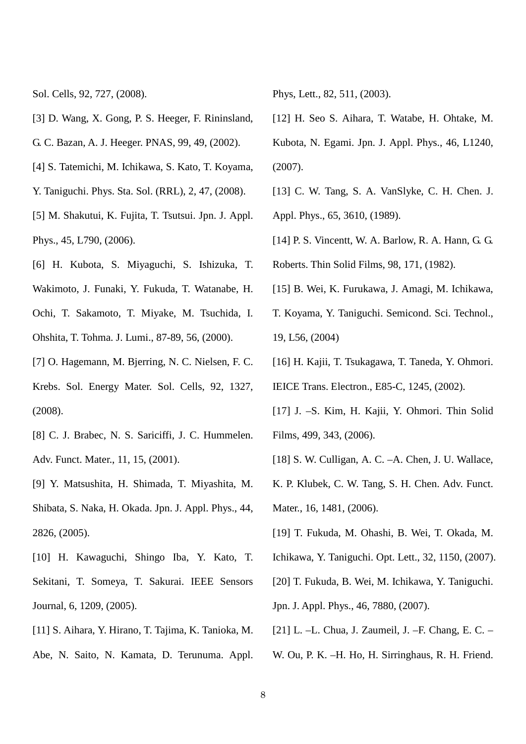Sol. Cells, 92, 727, (2008).

[3] D. Wang, X. Gong, P. S. Heeger, F. Rininsland, G. C. Bazan, A. J. Heeger. PNAS, 99, 49, (2002).

[4] S. Tatemichi, M. Ichikawa, S. Kato, T. Koyama, Y. Taniguchi. Phys. Sta. Sol. (RRL), 2, 47, (2008).

[5] M. Shakutui, K. Fujita, T. Tsutsui. Jpn. J. Appl. Phys., 45, L790, (2006).

[6] H. Kubota, S. Miyaguchi, S. Ishizuka, T. Wakimoto, J. Funaki, Y. Fukuda, T. Watanabe, H. Ochi, T. Sakamoto, T. Miyake, M. Tsuchida, I. Ohshita, T. Tohma. J. Lumi., 87-89, 56, (2000).

[7] O. Hagemann, M. Bjerring, N. C. Nielsen, F. C. Krebs. Sol. Energy Mater. Sol. Cells, 92, 1327, (2008).

[8] C. J. Brabec, N. S. Sariciffi, J. C. Hummelen. Adv. Funct. Mater., 11, 15, (2001).

[9] Y. Matsushita, H. Shimada, T. Miyashita, M. Shibata, S. Naka, H. Okada. Jpn. J. Appl. Phys., 44, 2826, (2005).

[10] H. Kawaguchi, Shingo Iba, Y. Kato, T. Sekitani, T. Someya, T. Sakurai. IEEE Sensors Journal, 6, 1209, (2005).

[11] S. Aihara, Y. Hirano, T. Tajima, K. Tanioka, M. Abe, N. Saito, N. Kamata, D. Terunuma. Appl. Phys, Lett., 82, 511, (2003).

[12] H. Seo S. Aihara, T. Watabe, H. Ohtake, M. Kubota, N. Egami. Jpn. J. Appl. Phys., 46, L1240, (2007).

[13] C. W. Tang, S. A. VanSlyke, C. H. Chen. J. Appl. Phys., 65, 3610, (1989).

[14] P. S. Vincentt, W. A. Barlow, R. A. Hann, G. G. Roberts. Thin Solid Films, 98, 171, (1982).

[15] B. Wei, K. Furukawa, J. Amagi, M. Ichikawa, T. Koyama, Y. Taniguchi. Semicond. Sci. Technol., 19, L56, (2004)

[16] H. Kajii, T. Tsukagawa, T. Taneda, Y. Ohmori. IEICE Trans. Electron., E85-C, 1245, (2002).

[17] J. –S. Kim, H. Kajii, Y. Ohmori. Thin Solid Films, 499, 343, (2006).

[18] S. W. Culligan, A. C. –A. Chen, J. U. Wallace, K. P. Klubek, C. W. Tang, S. H. Chen. Adv. Funct. Mater., 16, 1481, (2006).

[19] T. Fukuda, M. Ohashi, B. Wei, T. Okada, M. Ichikawa, Y. Taniguchi. Opt. Lett., 32, 1150, (2007).

[20] T. Fukuda, B. Wei, M. Ichikawa, Y. Taniguchi. Jpn. J. Appl. Phys., 46, 7880, (2007).

[21] L. –L. Chua, J. Zaumeil, J. –F. Chang, E. C. –W. Ou, P. K. –H. Ho, H. Sirringhaus, R. H. Friend.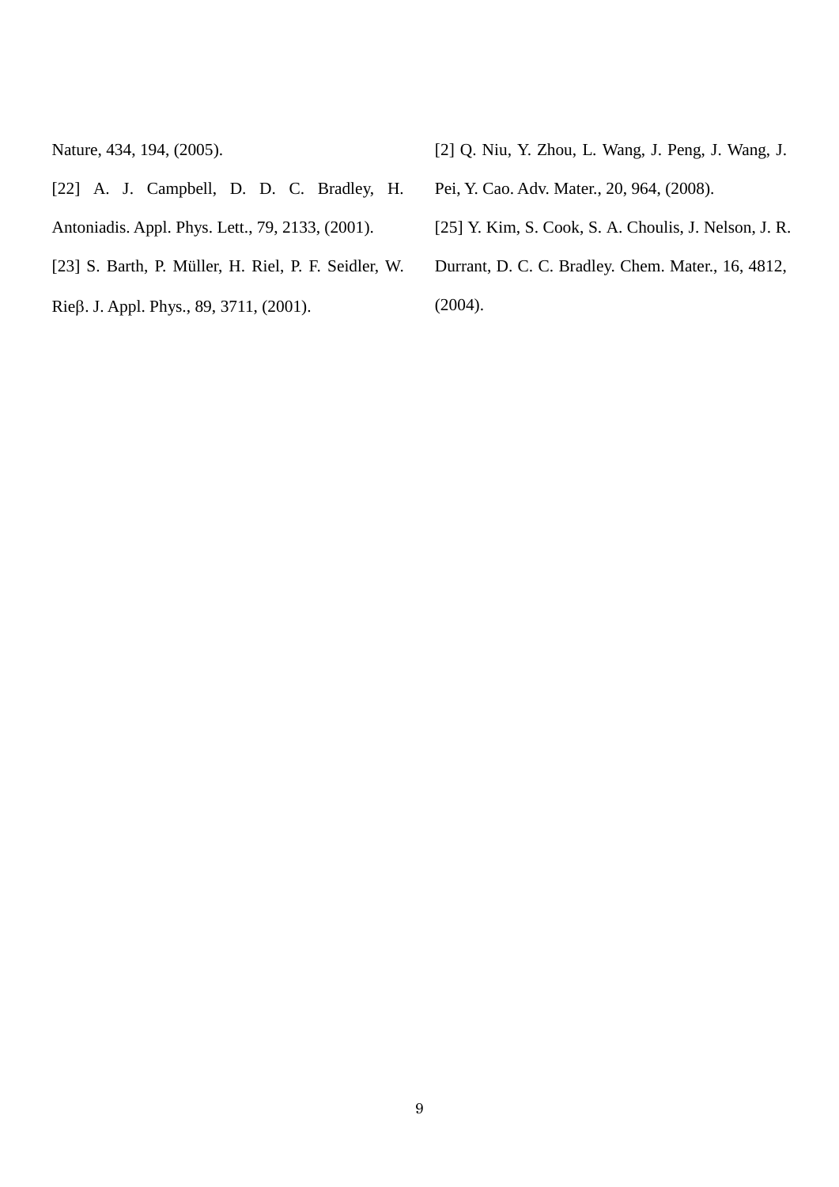Nature, 434, 194, (2005).

[22] A. J. Campbell, D. D. C. Bradley, H. Antoniadis. Appl. Phys. Lett., 79, 2133, (2001).

[23] S. Barth, P. Müller, H. Riel, P. F. Seidler, W. Rieβ. J. Appl. Phys., 89, 3711, (2001).

[2] Q. Niu, Y. Zhou, L. Wang, J. Peng, J. Wang, J. Pei, Y. Cao. Adv. Mater., 20, 964, (2008).

[25] Y. Kim, S. Cook, S. A. Choulis, J. Nelson, J. R. Durrant, D. C. C. Bradley. Chem. Mater., 16, 4812, (2004).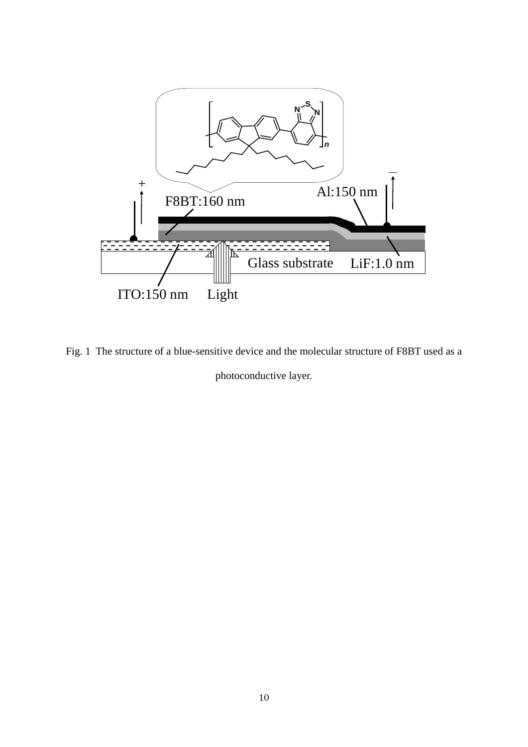Fig. 1 The structure of a blue-sensitive device and the molecular structure of F8BT used as a photoconductive layer.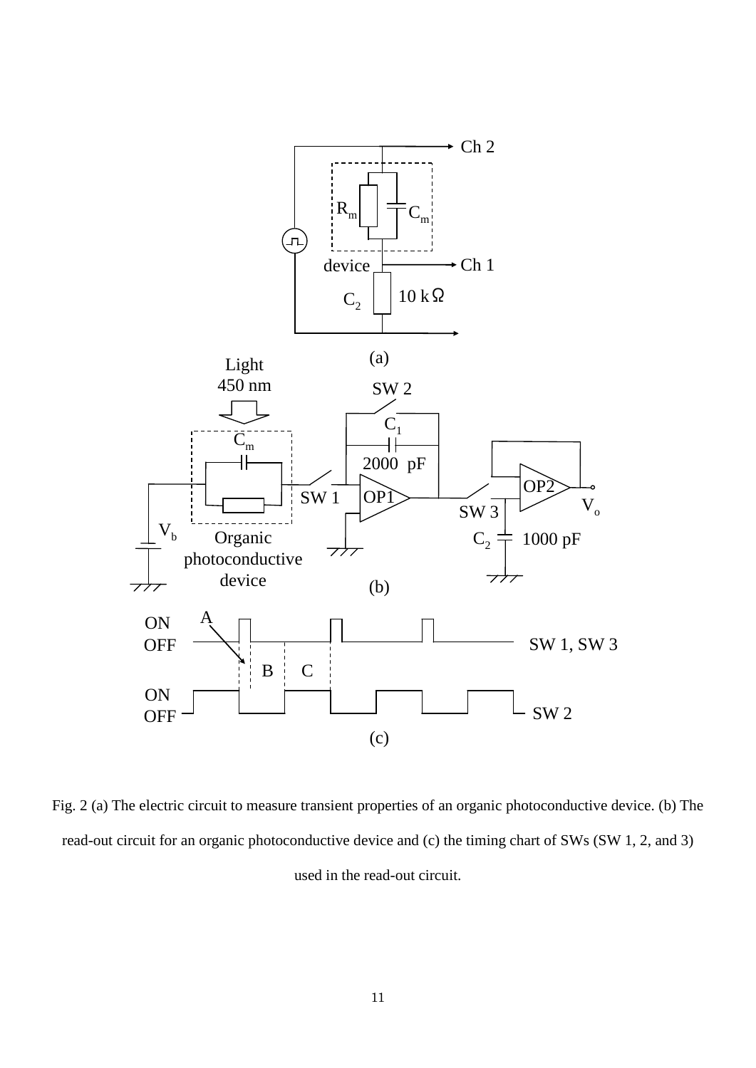Fig. 2 (a) The electric circuit to measure transient properties of an organic photoconductive device. (b) The read-out circuit for an organic photoconductive device and (c) the timing chart of SWs (SW 1, 2, and 3) used in the read-out circuit.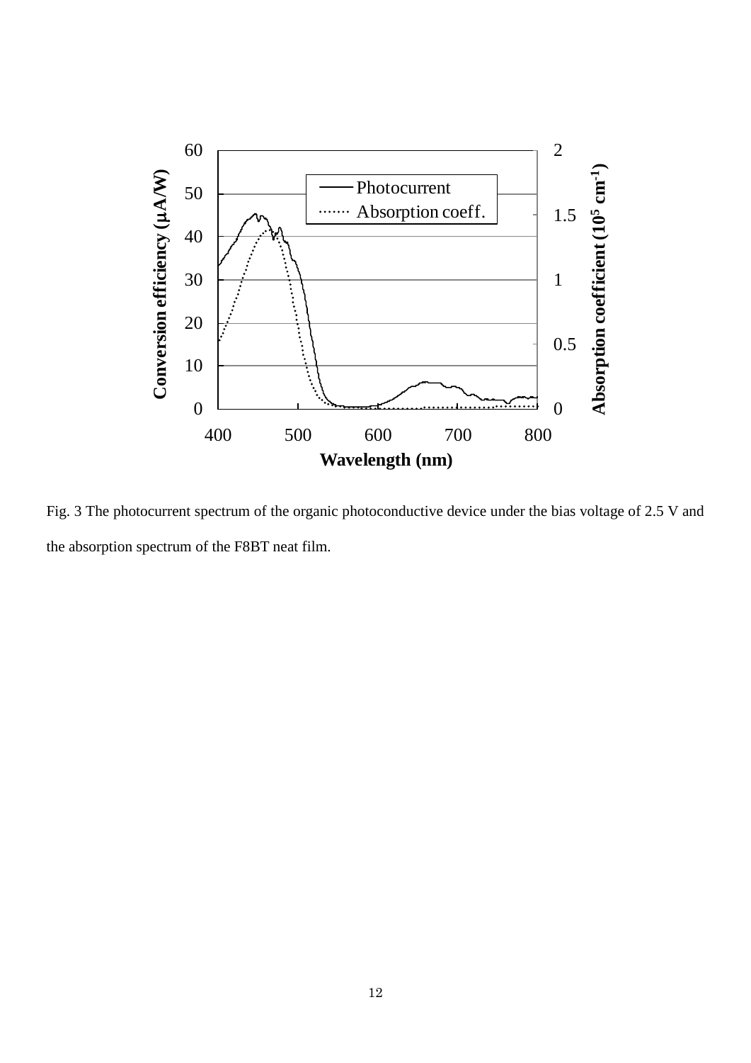Fig. 3 The photocurrent spectrum of the organic photoconductive device under the bias voltage of 2.5 V and the absorption spectrum of the F8BT neat film.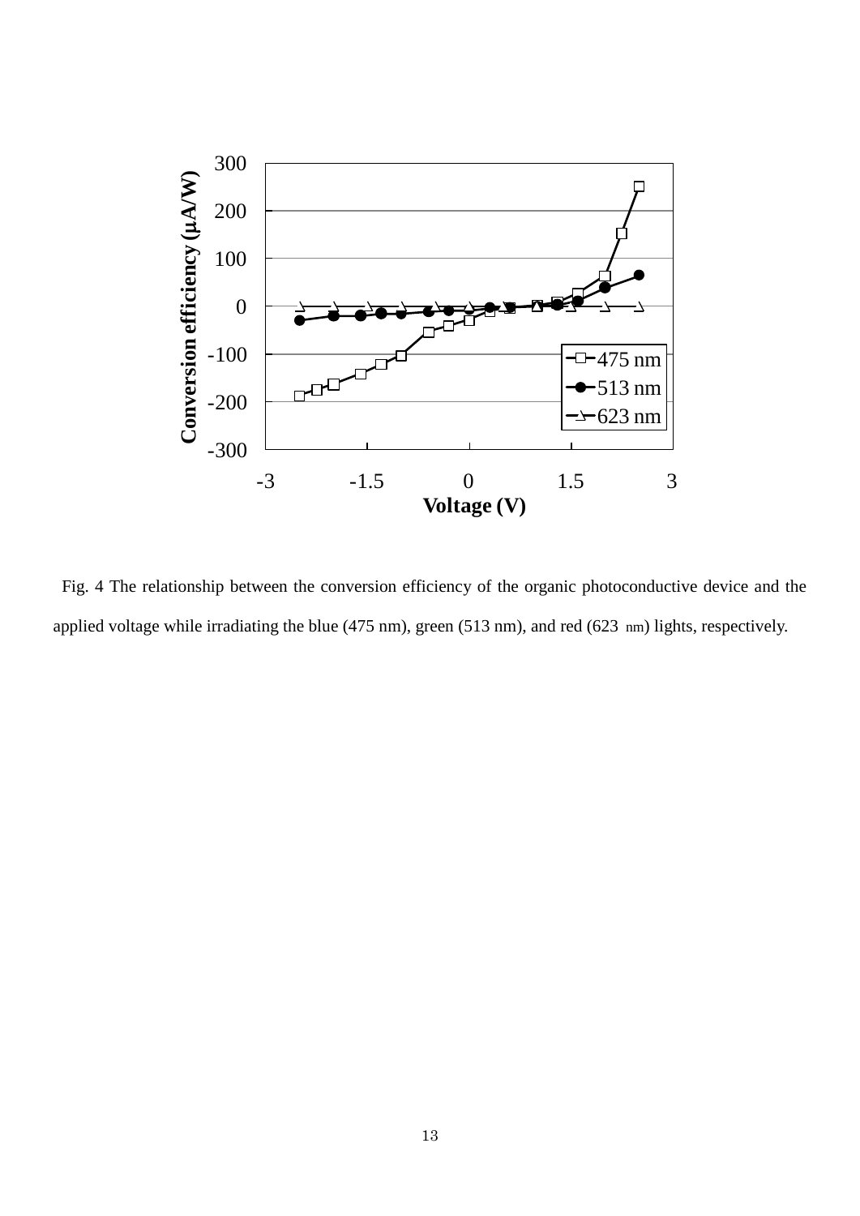Fig. 4 The relationship between the conversion efficiency of the organic photoconductive device and the applied voltage while irradiating the blue (475 nm), green (513 nm), and red (623 nm) lights, respectively.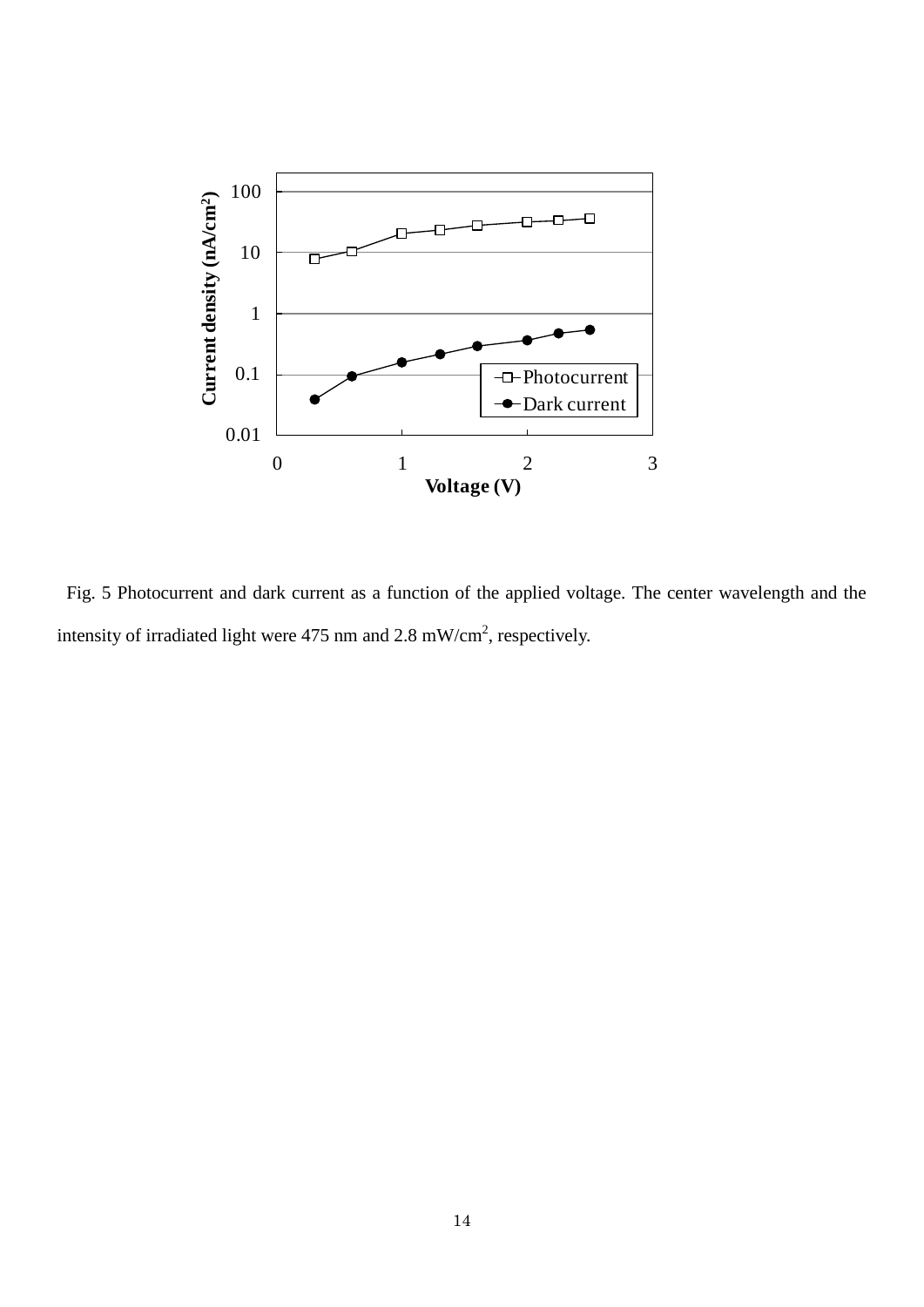Fig. 5 Photocurrent and dark current as a function of the applied voltage. The center wavelength and the intensity of irradiated light were 475 nm and 2.8 mW/cm$^2$, respectively.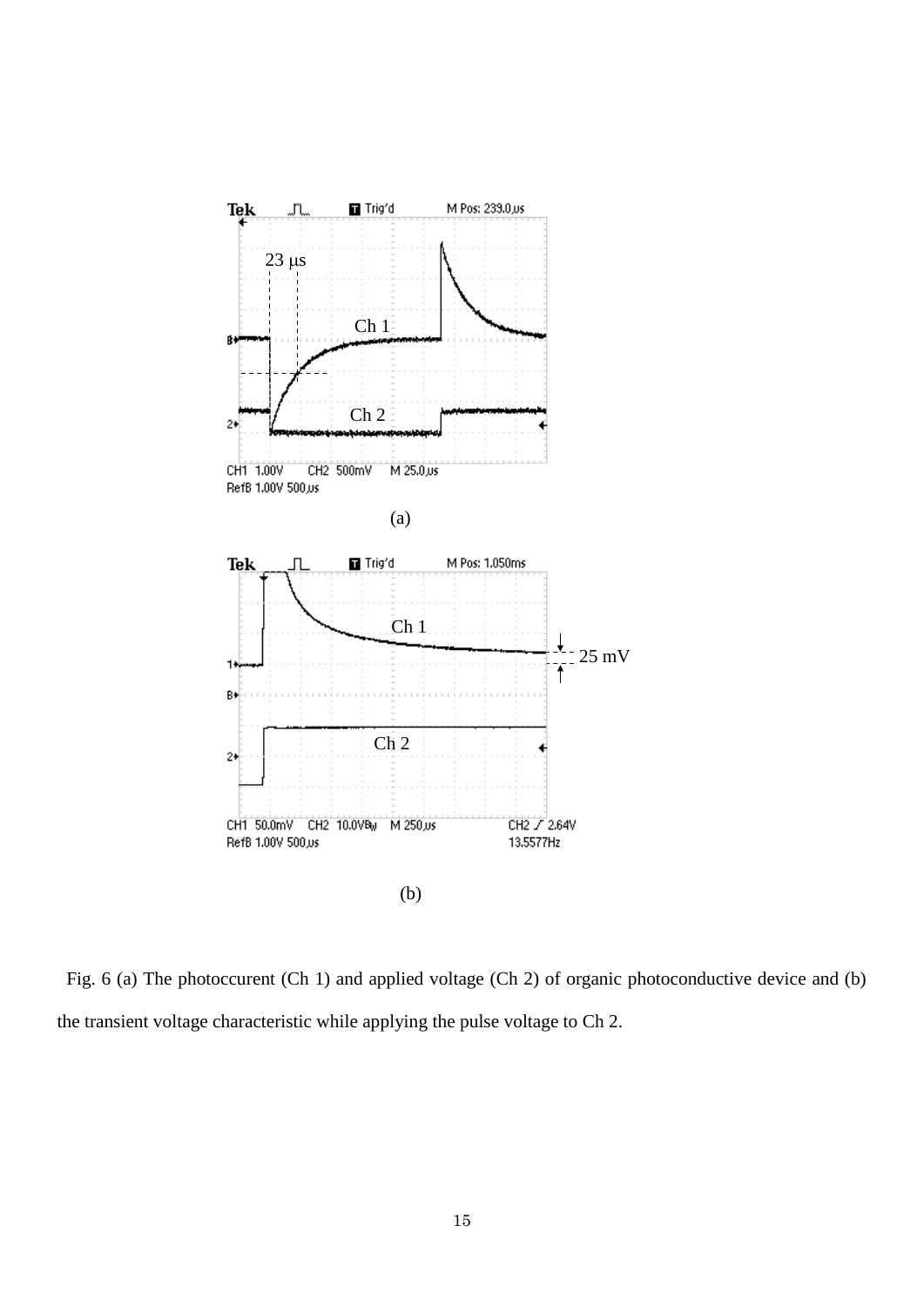Fig. 6 (a) The photoccurent (Ch 1) and applied voltage (Ch 2) of organic photoconductive device and (b) the transient voltage characteristic while applying the pulse voltage to Ch 2.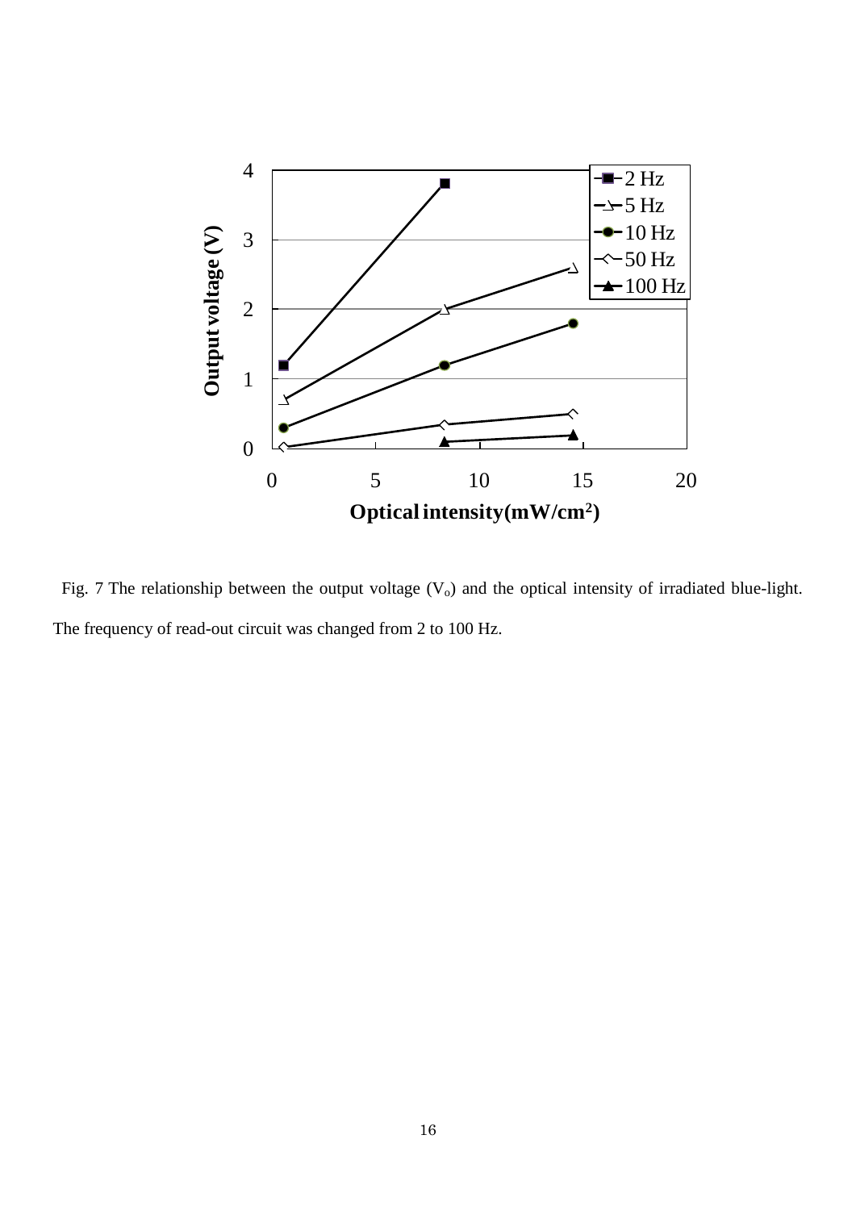Fig. 7 The relationship between the output voltage ($V_o$) and the optical intensity of irradiated blue-light. The frequency of read-out circuit was changed from 2 to 100 Hz.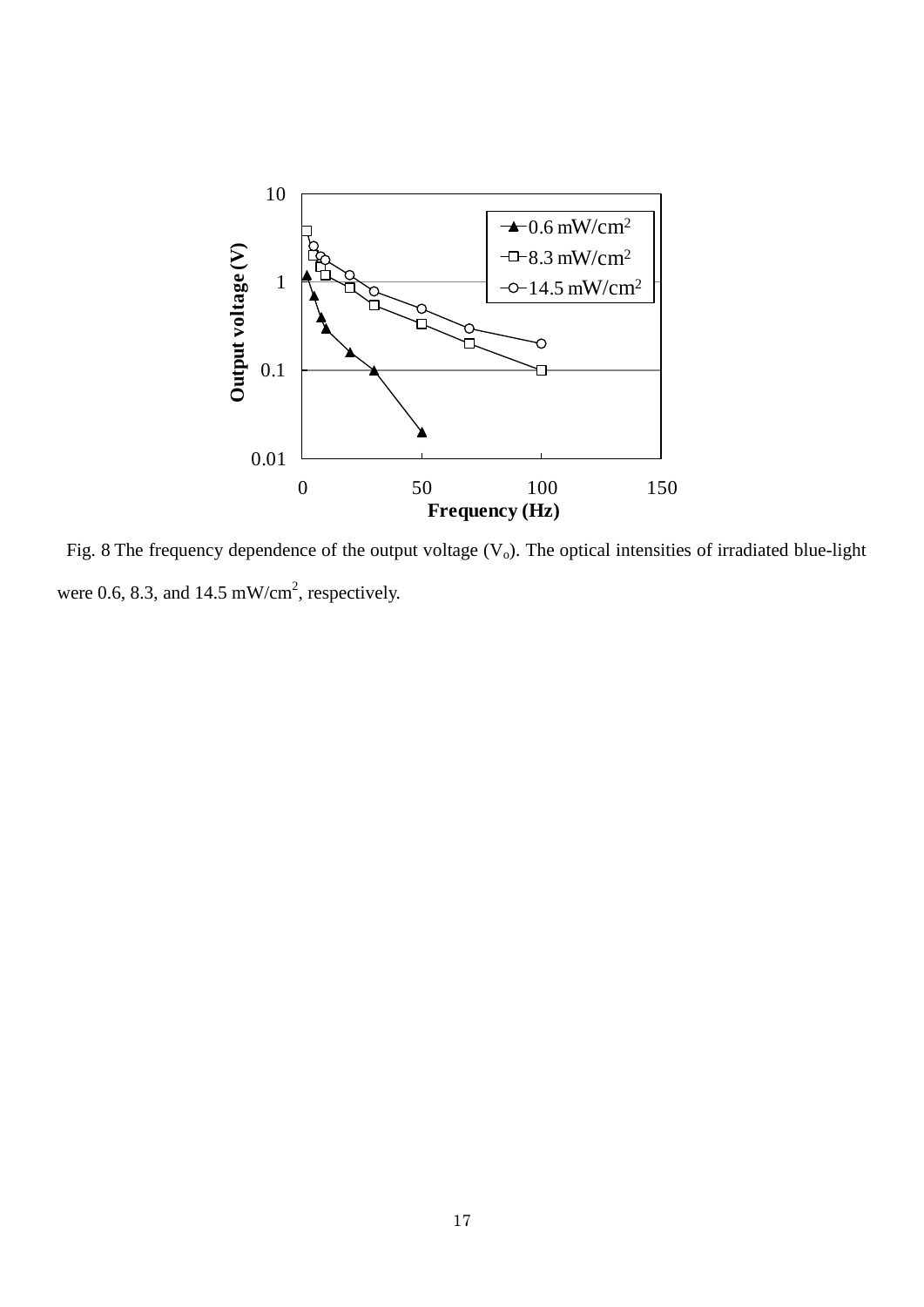10

1

0.1

0.01

Output voltage (V)

0

50

100

150

Frequency (Hz)

0.6 mW/cm2

8.3 mW/cm2

14.5 mW/cm2

Fig. 8 The frequency dependence of the output voltage ($V_o$). The optical intensities of irradiated blue-light were 0.6, 8.3, and 14.5 mW/cm$^2$, respectively.